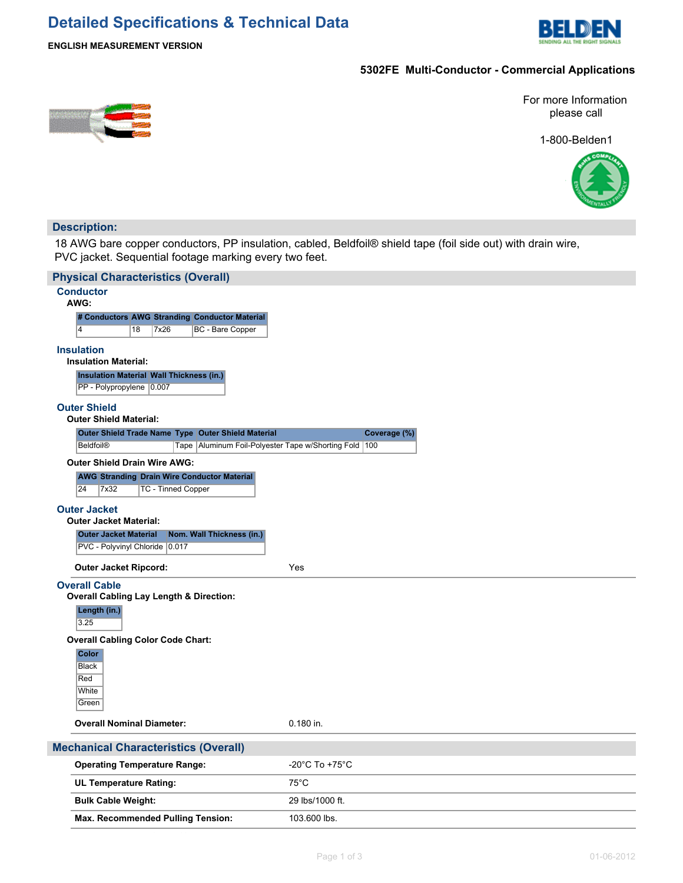# Detailed Specifications & Technical Data

**ENGLISH MEASUREMENT VERSION**

## 5302FE Multi-Conductor - Commercial Applications

For more Information please call

1-800-Belden1

## Description:

18 AWG bare copper conductors, PP insulation, cabled, Beldfoil® shield tape (foil side out) with drain wire, PVC jacket. Sequential footage marking every two feet.

## Physical Characteristics (Overall)

### Conductor

**AWG:**

| # Conductors | AWG | Stranding | Conductor Material |
|---|---|---|---|
| 4 | 18 | 7x26 | BC - Bare Copper |

### Insulation

**Insulation Material:**

| Insulation Material | Wall Thickness (in.) |
|---|---|
| PP - Polypropylene | 0.007 |

### Outer Shield

**Outer Shield Material:**

| Outer Shield Trade Name | Type | Outer Shield Material | Coverage (%) |
|---|---|---|---|
| Beldfoil® | Tape | Aluminum Foil-Polyester Tape w/Shorting Fold | 100 |

**Outer Shield Drain Wire AWG:**

| AWG | Stranding | Drain Wire Conductor Material |
|---|---|---|
| 24 | 7x32 | TC - Tinned Copper |

### Outer Jacket

**Outer Jacket Material:**

| Outer Jacket Material | Nom. Wall Thickness (in.) |
|---|---|
| PVC - Polyvinyl Chloride | 0.017 |

**Outer Jacket Ripcord:** Yes

### Overall Cable

**Overall Cabling Lay Length & Direction:**

| Length (in.) |
|---|
| 3.25 |

**Overall Cabling Color Code Chart:**

| Color |
|---|
| Black |
| Red |
| White |
| Green |

**Overall Nominal Diameter:** 0.180 in.

## Mechanical Characteristics (Overall)

| | |
|---|---|
| **Operating Temperature Range:** | -20°C To +75°C |
| **UL Temperature Rating:** | 75°C |
| **Bulk Cable Weight:** | 29 lbs/1000 ft. |
| **Max. Recommended Pulling Tension:** | 103.600 lbs. |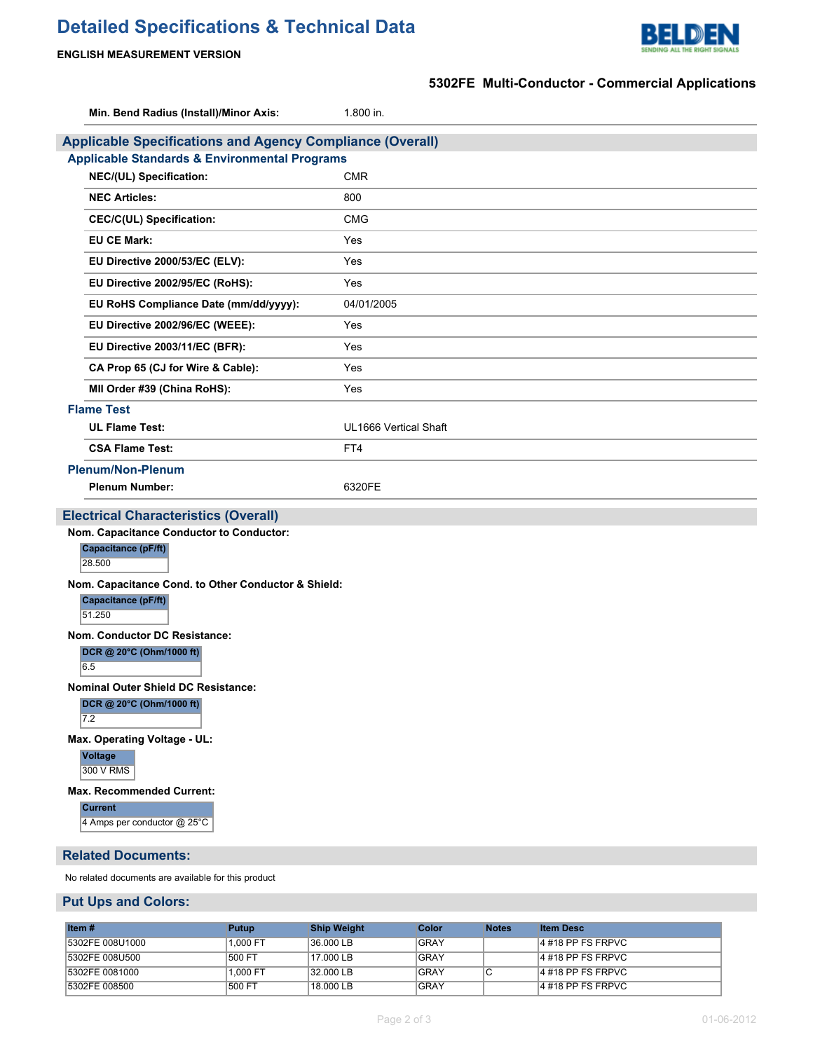| | |
|---|---|
| **Min. Bend Radius (Install)/Minor Axis:** | 1.800 in. |

## Applicable Specifications and Agency Compliance (Overall)

### Applicable Standards & Environmental Programs

| | |
|---|---|
| **NEC/(UL) Specification:** | CMR |
| **NEC Articles:** | 800 |
| **CEC/C(UL) Specification:** | CMG |
| **EU CE Mark:** | Yes |
| **EU Directive 2000/53/EC (ELV):** | Yes |
| **EU Directive 2002/95/EC (RoHS):** | Yes |
| **EU RoHS Compliance Date (mm/dd/yyyy):** | 04/01/2005 |
| **EU Directive 2002/96/EC (WEEE):** | Yes |
| **EU Directive 2003/11/EC (BFR):** | Yes |
| **CA Prop 65 (CJ for Wire & Cable):** | Yes |
| **MII Order #39 (China RoHS):** | Yes |

### Flame Test

| | |
|---|---|
| **UL Flame Test:** | UL1666 Vertical Shaft |
| **CSA Flame Test:** | FT4 |

### Plenum/Non-Plenum

| | |
|---|---|
| **Plenum Number:** | 6320FE |

## Electrical Characteristics (Overall)

**Nom. Capacitance Conductor to Conductor:**

| Capacitance (pF/ft) |
|---|
| 28.500 |

**Nom. Capacitance Cond. to Other Conductor & Shield:**

| Capacitance (pF/ft) |
|---|
| 51.250 |

**Nom. Conductor DC Resistance:**

| DCR @ 20°C (Ohm/1000 ft) |
|---|
| 6.5 |

**Nominal Outer Shield DC Resistance:**

| DCR @ 20°C (Ohm/1000 ft) |
|---|
| 7.2 |

**Max. Operating Voltage - UL:**

| Voltage |
|---|
| 300 V RMS |

**Max. Recommended Current:**

| Current |
|---|
| 4 Amps per conductor @ 25°C |

## Related Documents:

No related documents are available for this product

## Put Ups and Colors:

| Item # | Putup | Ship Weight | Color | Notes | Item Desc |
|---|---|---|---|---|---|
| 5302FE 008U1000 | 1,000 FT | 36.000 LB | GRAY | | 4 #18 PP FS FRPVC |
| 5302FE 008U500 | 500 FT | 17.000 LB | GRAY | | 4 #18 PP FS FRPVC |
| 5302FE 0081000 | 1,000 FT | 32.000 LB | GRAY | C | 4 #18 PP FS FRPVC |
| 5302FE 008500 | 500 FT | 18.000 LB | GRAY | | 4 #18 PP FS FRPVC |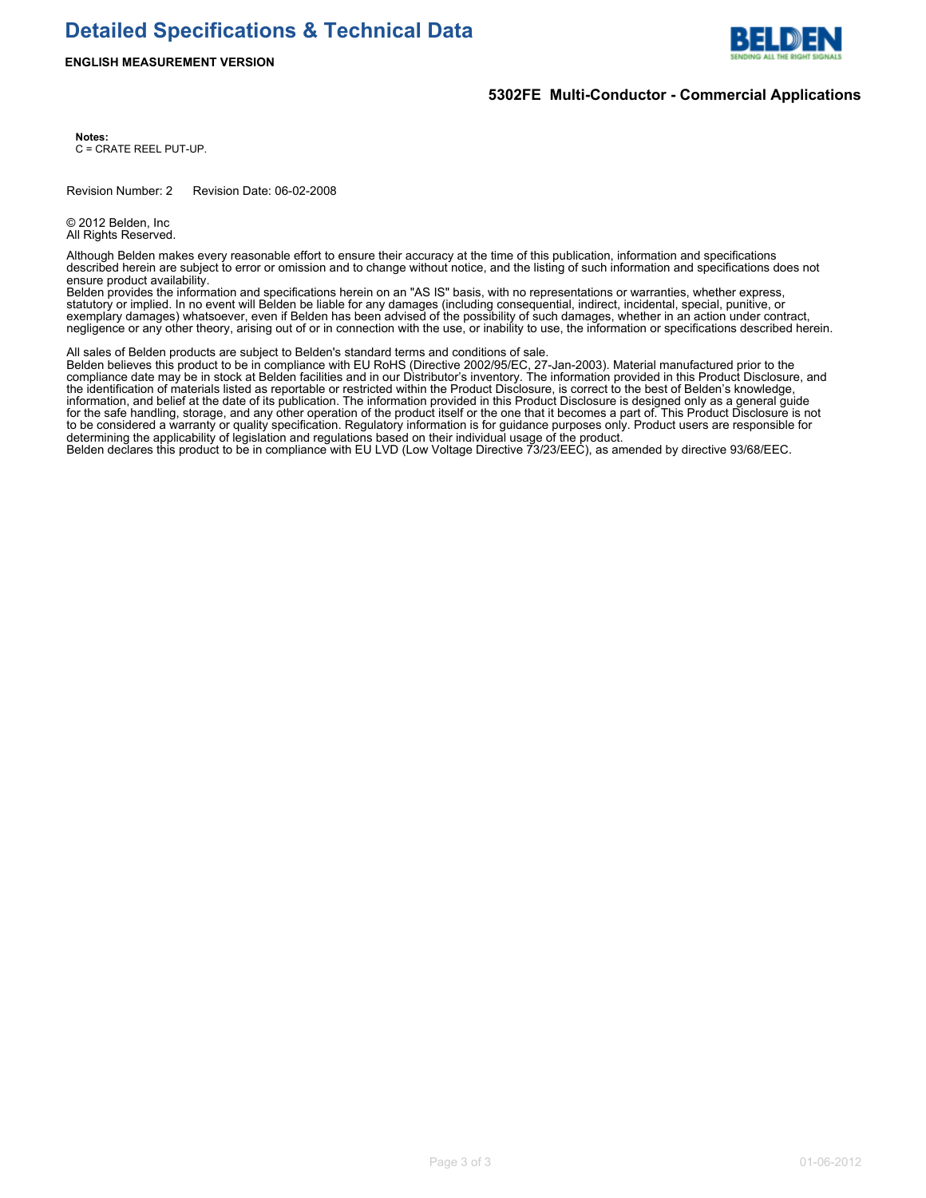**Notes:**
C = CRATE REEL PUT-UP.

Revision Number: 2  Revision Date: 06-02-2008

© 2012 Belden, Inc
All Rights Reserved.

Although Belden makes every reasonable effort to ensure their accuracy at the time of this publication, information and specifications described herein are subject to error or omission and to change without notice, and the listing of such information and specifications does not ensure product availability.
Belden provides the information and specifications herein on an "AS IS" basis, with no representations or warranties, whether express, statutory or implied. In no event will Belden be liable for any damages (including consequential, indirect, incidental, special, punitive, or exemplary damages) whatsoever, even if Belden has been advised of the possibility of such damages, whether in an action under contract, negligence or any other theory, arising out of or in connection with the use, or inability to use, the information or specifications described herein.

All sales of Belden products are subject to Belden's standard terms and conditions of sale.
Belden believes this product to be in compliance with EU RoHS (Directive 2002/95/EC, 27-Jan-2003). Material manufactured prior to the compliance date may be in stock at Belden facilities and in our Distributor's inventory. The information provided in this Product Disclosure, and the identification of materials listed as reportable or restricted within the Product Disclosure, is correct to the best of Belden's knowledge, information, and belief at the date of its publication. The information provided in this Product Disclosure is designed only as a general guide for the safe handling, storage, and any other operation of the product itself or the one that it becomes a part of. This Product Disclosure is not to be considered a warranty or quality specification. Regulatory information is for guidance purposes only. Product users are responsible for determining the applicability of legislation and regulations based on their individual usage of the product.
Belden declares this product to be in compliance with EU LVD (Low Voltage Directive 73/23/EEC), as amended by directive 93/68/EEC.